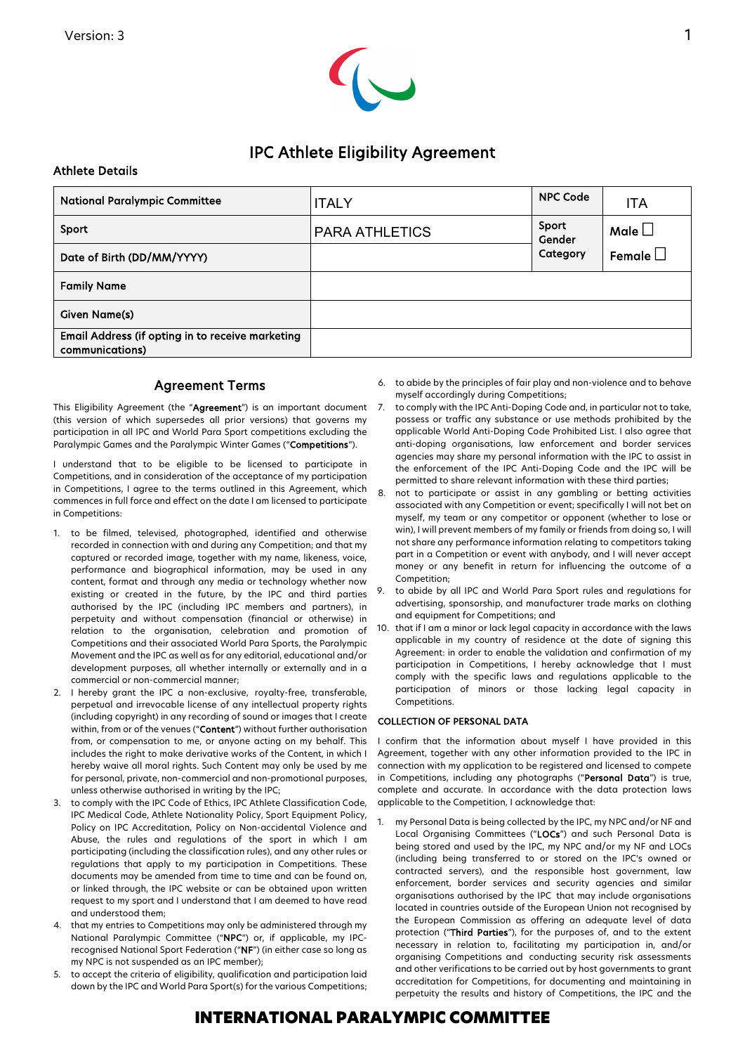Version: 3

# IPC Athlete Eligibility Agreement

## Athlete Details

| National Paralympic Committee | ITALY | NPC Code | ITA |
|---|---|---|---|
| Sport | PARA ATHLETICS | Sport Gender Category | Male ☐ |
| Date of Birth (DD/MM/YYYY) | | | Female ☐ |
| Family Name | | | |
| Given Name(s) | | | |
| Email Address (if opting in to receive marketing communications) | | | |

## Agreement Terms

This Eligibility Agreement (the "**Agreement**") is an important document (this version of which supersedes all prior versions) that governs my participation in all IPC and World Para Sport competitions excluding the Paralympic Games and the Paralympic Winter Games ("**Competitions**").

I understand that to be eligible to be licensed to participate in Competitions, and in consideration of the acceptance of my participation in Competitions, I agree to the terms outlined in this Agreement, which commences in full force and effect on the date I am licensed to participate in Competitions:

1. to be filmed, televised, photographed, identified and otherwise recorded in connection with and during any Competition; and that my captured or recorded image, together with my name, likeness, voice, performance and biographical information, may be used in any content, format and through any media or technology whether now existing or created in the future, by the IPC and third parties authorised by the IPC (including IPC members and partners), in perpetuity and without compensation (financial or otherwise) in relation to the organisation, celebration and promotion of Competitions and their associated World Para Sports, the Paralympic Movement and the IPC as well as for any editorial, educational and/or development purposes, all whether internally or externally and in a commercial or non-commercial manner;
2. I hereby grant the IPC a non-exclusive, royalty-free, transferable, perpetual and irrevocable license of any intellectual property rights (including copyright) in any recording of sound or images that I create within, from or of the venues ("**Content**") without further authorisation from, or compensation to me, or anyone acting on my behalf. This includes the right to make derivative works of the Content, in which I hereby waive all moral rights. Such Content may only be used by me for personal, private, non-commercial and non-promotional purposes, unless otherwise authorised in writing by the IPC;
3. to comply with the IPC Code of Ethics, IPC Athlete Classification Code, IPC Medical Code, Athlete Nationality Policy, Sport Equipment Policy, Policy on IPC Accreditation, Policy on Non-accidental Violence and Abuse, the rules and regulations of the sport in which I am participating (including the classification rules), and any other rules or regulations that apply to my participation in Competitions. These documents may be amended from time to time and can be found on, or linked through, the IPC website or can be obtained upon written request to my sport and I understand that I am deemed to have read and understood them;
4. that my entries to Competitions may only be administered through my National Paralympic Committee ("**NPC**") or, if applicable, my IPC-recognised National Sport Federation ("**NF**") (in either case so long as my NPC is not suspended as an IPC member);
5. to accept the criteria of eligibility, qualification and participation laid down by the IPC and World Para Sport(s) for the various Competitions;
6. to abide by the principles of fair play and non-violence and to behave myself accordingly during Competitions;
7. to comply with the IPC Anti-Doping Code and, in particular not to take, possess or traffic any substance or use methods prohibited by the applicable World Anti-Doping Code Prohibited List. I also agree that anti-doping organisations, law enforcement and border services agencies may share my personal information with the IPC to assist in the enforcement of the IPC Anti-Doping Code and the IPC will be permitted to share relevant information with these third parties;
8. not to participate or assist in any gambling or betting activities associated with any Competition or event; specifically I will not bet on myself, my team or any competitor or opponent (whether to lose or win), I will prevent members of my family or friends from doing so, I will not share any performance information relating to competitors taking part in a Competition or event with anybody, and I will never accept money or any benefit in return for influencing the outcome of a Competition;
9. to abide by all IPC and World Para Sport rules and regulations for advertising, sponsorship, and manufacturer trade marks on clothing and equipment for Competitions; and
10. that if I am a minor or lack legal capacity in accordance with the laws applicable in my country of residence at the date of signing this Agreement: in order to enable the validation and confirmation of my participation in Competitions, I hereby acknowledge that I must comply with the specific laws and regulations applicable to the participation of minors or those lacking legal capacity in Competitions.

### COLLECTION OF PERSONAL DATA

I confirm that the information about myself I have provided in this Agreement, together with any other information provided to the IPC in connection with my application to be registered and licensed to compete in Competitions, including any photographs ("**Personal Data**") is true, complete and accurate. In accordance with the data protection laws applicable to the Competition, I acknowledge that:

1. my Personal Data is being collected by the IPC, my NPC and/or NF and Local Organising Committees ("**LOCs**") and such Personal Data is being stored and used by the IPC, my NPC and/or my NF and LOCs (including being transferred to or stored on the IPC's owned or contracted servers), and the responsible host government, law enforcement, border services and security agencies and similar organisations authorised by the IPC that may include organisations located in countries outside of the European Union not recognised by the European Commission as offering an adequate level of data protection ("**Third Parties**"), for the purposes of, and to the extent necessary in relation to, facilitating my participation in, and/or organising Competitions and conducting security risk assessments and other verifications to be carried out by host governments to grant accreditation for Competitions, for documenting and maintaining in perpetuity the results and history of Competitions, the IPC and the

**INTERNATIONAL PARALYMPIC COMMITTEE**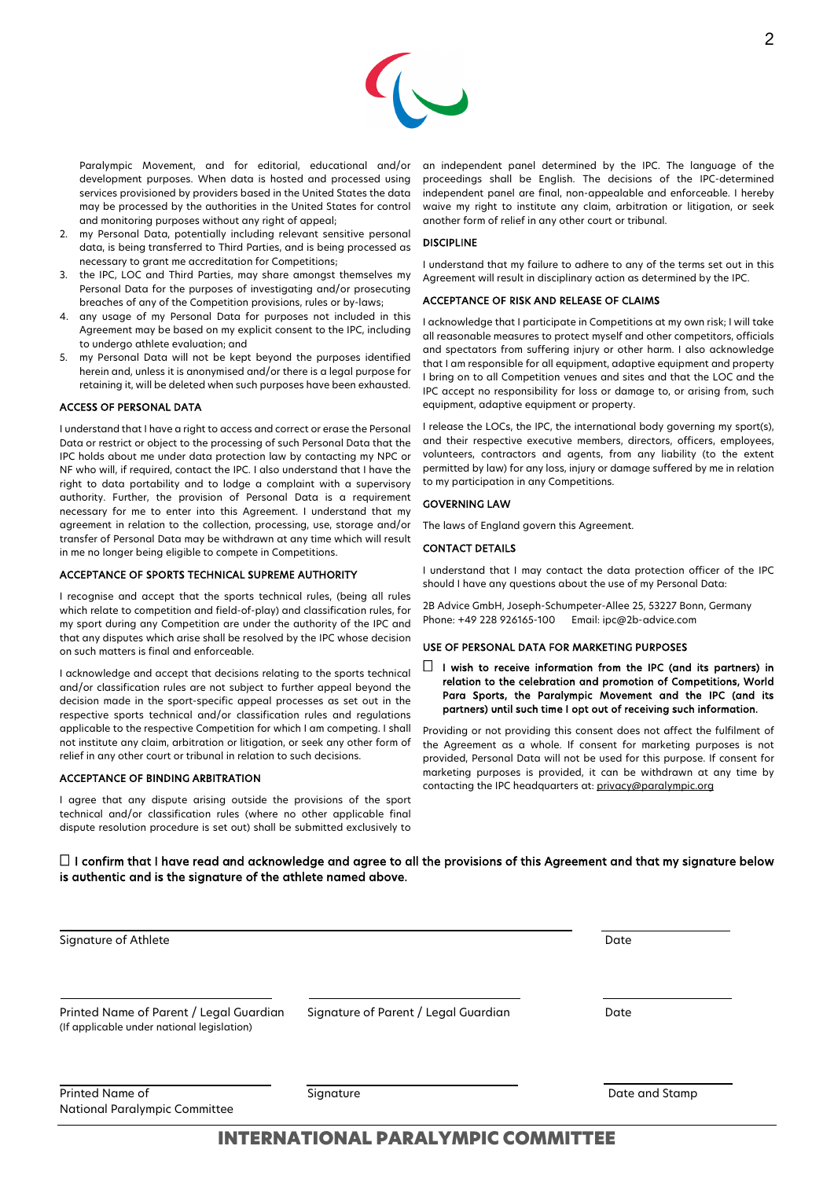Paralympic Movement, and for editorial, educational and/or development purposes. When data is hosted and processed using services provisioned by providers based in the United States the data may be processed by the authorities in the United States for control and monitoring purposes without any right of appeal;

2. my Personal Data, potentially including relevant sensitive personal data, is being transferred to Third Parties, and is being processed as necessary to grant me accreditation for Competitions;
3. the IPC, LOC and Third Parties, may share amongst themselves my Personal Data for the purposes of investigating and/or prosecuting breaches of any of the Competition provisions, rules or by-laws;
4. any usage of my Personal Data for purposes not included in this Agreement may be based on my explicit consent to the IPC, including to undergo athlete evaluation; and
5. my Personal Data will not be kept beyond the purposes identified herein and, unless it is anonymised and/or there is a legal purpose for retaining it, will be deleted when such purposes have been exhausted.

### ACCESS OF PERSONAL DATA

I understand that I have a right to access and correct or erase the Personal Data or restrict or object to the processing of such Personal Data that the IPC holds about me under data protection law by contacting my NPC or NF who will, if required, contact the IPC. I also understand that I have the right to data portability and to lodge a complaint with a supervisory authority. Further, the provision of Personal Data is a requirement necessary for me to enter into this Agreement. I understand that my agreement in relation to the collection, processing, use, storage and/or transfer of Personal Data may be withdrawn at any time which will result in me no longer being eligible to compete in Competitions.

### ACCEPTANCE OF SPORTS TECHNICAL SUPREME AUTHORITY

I recognise and accept that the sports technical rules, (being all rules which relate to competition and field-of-play) and classification rules, for my sport during any Competition are under the authority of the IPC and that any disputes which arise shall be resolved by the IPC whose decision on such matters is final and enforceable.

I acknowledge and accept that decisions relating to the sports technical and/or classification rules are not subject to further appeal beyond the decision made in the sport-specific appeal processes as set out in the respective sports technical and/or classification rules and regulations applicable to the respective Competition for which I am competing. I shall not institute any claim, arbitration or litigation, or seek any other form of relief in any other court or tribunal in relation to such decisions.

### ACCEPTANCE OF BINDING ARBITRATION

I agree that any dispute arising outside the provisions of the sport technical and/or classification rules (where no other applicable final dispute resolution procedure is set out) shall be submitted exclusively to an independent panel determined by the IPC. The language of the proceedings shall be English. The decisions of the IPC-determined independent panel are final, non-appealable and enforceable. I hereby waive my right to institute any claim, arbitration or litigation, or seek another form of relief in any other court or tribunal.

### DISCIPLINE

I understand that my failure to adhere to any of the terms set out in this Agreement will result in disciplinary action as determined by the IPC.

### ACCEPTANCE OF RISK AND RELEASE OF CLAIMS

I acknowledge that I participate in Competitions at my own risk; I will take all reasonable measures to protect myself and other competitors, officials and spectators from suffering injury or other harm. I also acknowledge that I am responsible for all equipment, adaptive equipment and property I bring on to all Competition venues and sites and that the LOC and the IPC accept no responsibility for loss or damage to, or arising from, such equipment, adaptive equipment or property.

I release the LOCs, the IPC, the international body governing my sport(s), and their respective executive members, directors, officers, employees, volunteers, contractors and agents, from any liability (to the extent permitted by law) for any loss, injury or damage suffered by me in relation to my participation in any Competitions.

### GOVERNING LAW

The laws of England govern this Agreement.

### CONTACT DETAILS

I understand that I may contact the data protection officer of the IPC should I have any questions about the use of my Personal Data:

2B Advice GmbH, Joseph-Schumpeter-Allee 25, 53227 Bonn, Germany
Phone: +49 228 926165-100 Email: ipc@2b-advice.com

### USE OF PERSONAL DATA FOR MARKETING PURPOSES

☐ **I wish to receive information from the IPC (and its partners) in relation to the celebration and promotion of Competitions, World Para Sports, the Paralympic Movement and the IPC (and its partners) until such time I opt out of receiving such information.**

Providing or not providing this consent does not affect the fulfilment of the Agreement as a whole. If consent for marketing purposes is not provided, Personal Data will not be used for this purpose. If consent for marketing purposes is provided, it can be withdrawn at any time by contacting the IPC headquarters at: privacy@paralympic.org

☐ **I confirm that I have read and acknowledge and agree to all the provisions of this Agreement and that my signature below is authentic and is the signature of the athlete named above.**

Signature of Athlete — Date

Printed Name of Parent / Legal Guardian (If applicable under national legislation) — Signature of Parent / Legal Guardian — Date

Printed Name of National Paralympic Committee — Signature — Date and Stamp

INTERNATIONAL PARALYMPIC COMMITTEE